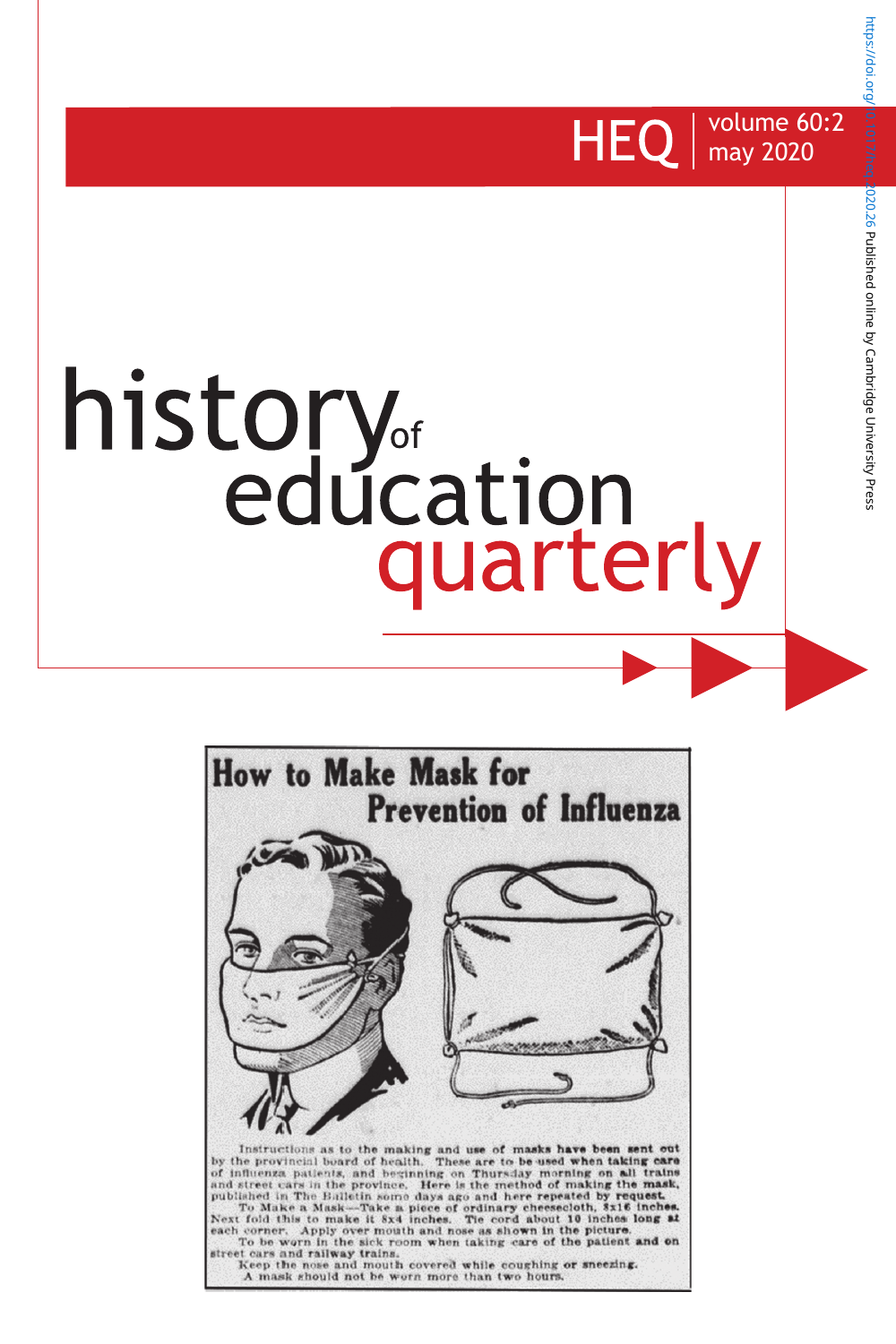# history of education quarterly

HEQ | volume 60:2 may 2020

## How to Make Mask for Prevention of Influenza

Instructions as to the making and use of masks have been sent out by the provincial board of health. These are to be used when taking care of influenza patients, and beginning on Thursday morning on all trains and street cars in the province. Here is the method of making the mask, published in The Bulletin some days ago and here repeated by request.

To Make a Mask—Take a piece of ordinary cheesecloth, 8x16 inches. Next fold this to make it 8x4 inches. Tie cord about 10 inches long at each corner. Apply over mouth and nose as shown in the picture.

To be worn in the sick room when taking care of the patient and on street cars and railway trains.

Keep the nose and mouth covered while coughing or sneezing.

A mask should not be worn more than two hours.

https://doi.org/10.1017/heq.2020.26 Published online by Cambridge University Press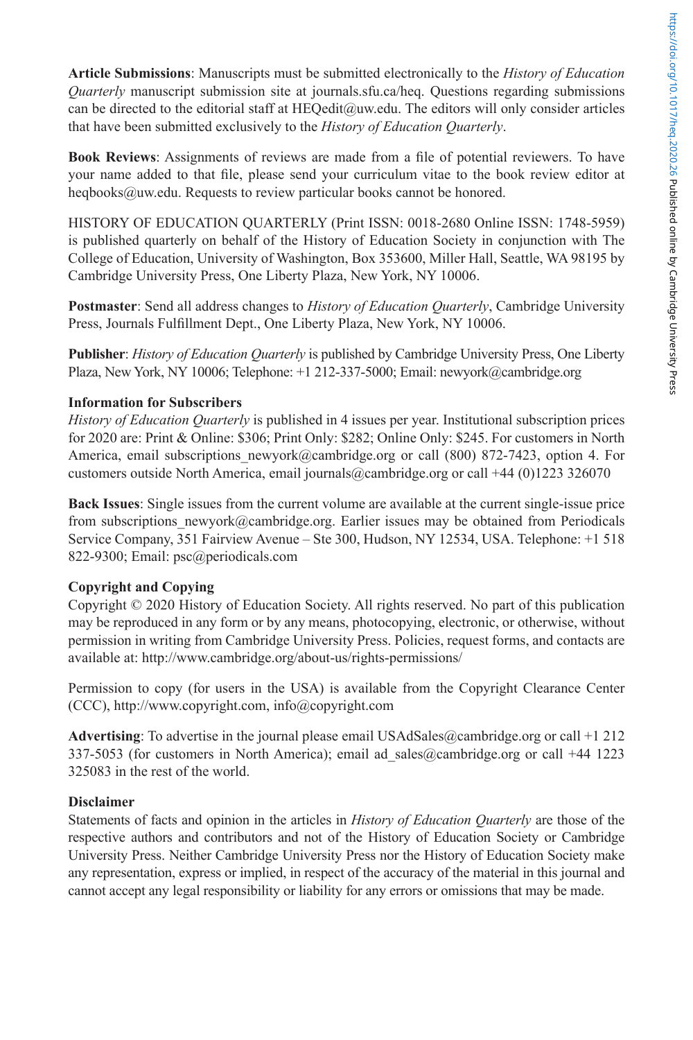**Article Submissions**: Manuscripts must be submitted electronically to the *History of Education Quarterly* manuscript submission site at journals.sfu.ca/heq. Questions regarding submissions can be directed to the editorial staff at HEQedit@uw.edu. The editors will only consider articles that have been submitted exclusively to the *History of Education Quarterly*.

**Book Reviews**: Assignments of reviews are made from a file of potential reviewers. To have your name added to that file, please send your curriculum vitae to the book review editor at heqbooks@uw.edu. Requests to review particular books cannot be honored.

HISTORY OF EDUCATION QUARTERLY (Print ISSN: 0018-2680 Online ISSN: 1748-5959) is published quarterly on behalf of the History of Education Society in conjunction with The College of Education, University of Washington, Box 353600, Miller Hall, Seattle, WA 98195 by Cambridge University Press, One Liberty Plaza, New York, NY 10006.

**Postmaster**: Send all address changes to *History of Education Quarterly*, Cambridge University Press, Journals Fulfillment Dept., One Liberty Plaza, New York, NY 10006.

**Publisher**: *History of Education Quarterly* is published by Cambridge University Press, One Liberty Plaza, New York, NY 10006; Telephone: +1 212-337-5000; Email: newyork@cambridge.org

**Information for Subscribers**

*History of Education Quarterly* is published in 4 issues per year. Institutional subscription prices for 2020 are: Print & Online: $306; Print Only: $282; Online Only: $245. For customers in North America, email subscriptions_newyork@cambridge.org or call (800) 872-7423, option 4. For customers outside North America, email journals@cambridge.org or call +44 (0)1223 326070

**Back Issues**: Single issues from the current volume are available at the current single-issue price from subscriptions_newyork@cambridge.org. Earlier issues may be obtained from Periodicals Service Company, 351 Fairview Avenue – Ste 300, Hudson, NY 12534, USA. Telephone: +1 518 822-9300; Email: psc@periodicals.com

**Copyright and Copying**

Copyright © 2020 History of Education Society. All rights reserved. No part of this publication may be reproduced in any form or by any means, photocopying, electronic, or otherwise, without permission in writing from Cambridge University Press. Policies, request forms, and contacts are available at: http://www.cambridge.org/about-us/rights-permissions/

Permission to copy (for users in the USA) is available from the Copyright Clearance Center (CCC), http://www.copyright.com, info@copyright.com

**Advertising**: To advertise in the journal please email USAdSales@cambridge.org or call +1 212 337-5053 (for customers in North America); email ad_sales@cambridge.org or call +44 1223 325083 in the rest of the world.

**Disclaimer**

Statements of facts and opinion in the articles in *History of Education Quarterly* are those of the respective authors and contributors and not of the History of Education Society or Cambridge University Press. Neither Cambridge University Press nor the History of Education Society make any representation, express or implied, in respect of the accuracy of the material in this journal and cannot accept any legal responsibility or liability for any errors or omissions that may be made.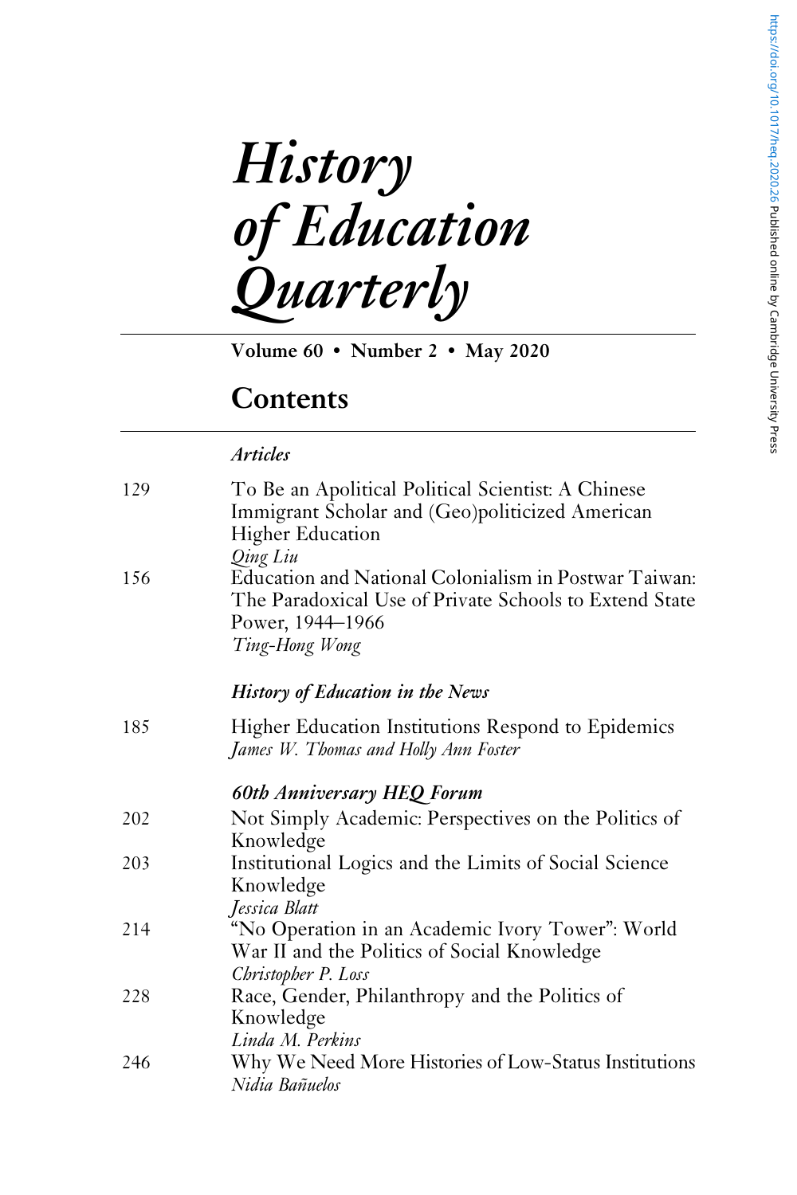# *History of Education Quarterly*

**Volume 60 • Number 2 • May 2020**

## Contents

### *Articles*

| | |
|---|---|
| 129 | To Be an Apolitical Political Scientist: A Chinese Immigrant Scholar and (Geo)politicized American Higher Education<br>*Qing Liu* |
| 156 | Education and National Colonialism in Postwar Taiwan: The Paradoxical Use of Private Schools to Extend State Power, 1944–1966<br>*Ting-Hong Wong* |

### *History of Education in the News*

| | |
|---|---|
| 185 | Higher Education Institutions Respond to Epidemics<br>*James W. Thomas and Holly Ann Foster* |

### *60th Anniversary HEQ Forum*

| | |
|---|---|
| 202 | Not Simply Academic: Perspectives on the Politics of Knowledge |
| 203 | Institutional Logics and the Limits of Social Science Knowledge<br>*Jessica Blatt* |
| 214 | "No Operation in an Academic Ivory Tower": World War II and the Politics of Social Knowledge<br>*Christopher P. Loss* |
| 228 | Race, Gender, Philanthropy and the Politics of Knowledge<br>*Linda M. Perkins* |
| 246 | Why We Need More Histories of Low-Status Institutions<br>*Nidia Bañuelos* |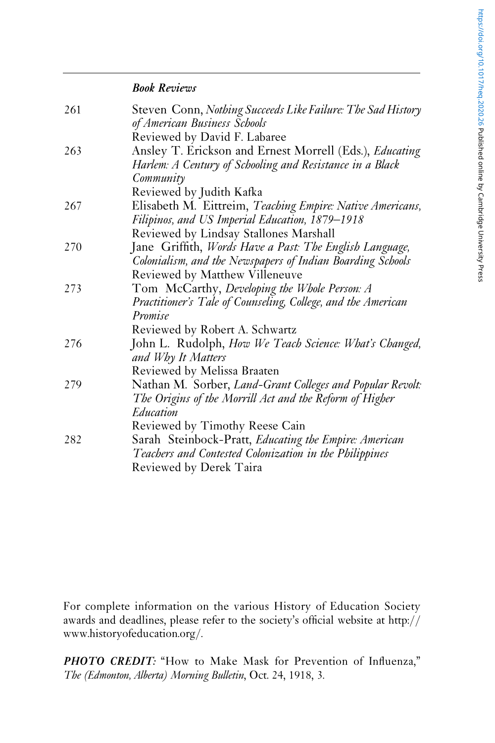*Book Reviews*

261 Steven Conn, *Nothing Succeeds Like Failure: The Sad History of American Business Schools*
Reviewed by David F. Labaree

263 Ansley T. Erickson and Ernest Morrell (Eds.), *Educating Harlem: A Century of Schooling and Resistance in a Black Community*
Reviewed by Judith Kafka

267 Elisabeth M. Eittreim, *Teaching Empire: Native Americans, Filipinos, and US Imperial Education, 1879–1918*
Reviewed by Lindsay Stallones Marshall

270 Jane Griffith, *Words Have a Past: The English Language, Colonialism, and the Newspapers of Indian Boarding Schools*
Reviewed by Matthew Villeneuve

273 Tom McCarthy, *Developing the Whole Person: A Practitioner's Tale of Counseling, College, and the American Promise*
Reviewed by Robert A. Schwartz

276 John L. Rudolph, *How We Teach Science: What's Changed, and Why It Matters*
Reviewed by Melissa Braaten

279 Nathan M. Sorber, *Land-Grant Colleges and Popular Revolt: The Origins of the Morrill Act and the Reform of Higher Education*
Reviewed by Timothy Reese Cain

282 Sarah Steinbock-Pratt, *Educating the Empire: American Teachers and Contested Colonization in the Philippines*
Reviewed by Derek Taira

For complete information on the various History of Education Society awards and deadlines, please refer to the society's official website at http://www.historyofeducation.org/.

***PHOTO CREDIT:*** "How to Make Mask for Prevention of Influenza," *The (Edmonton, Alberta) Morning Bulletin*, Oct. 24, 1918, 3.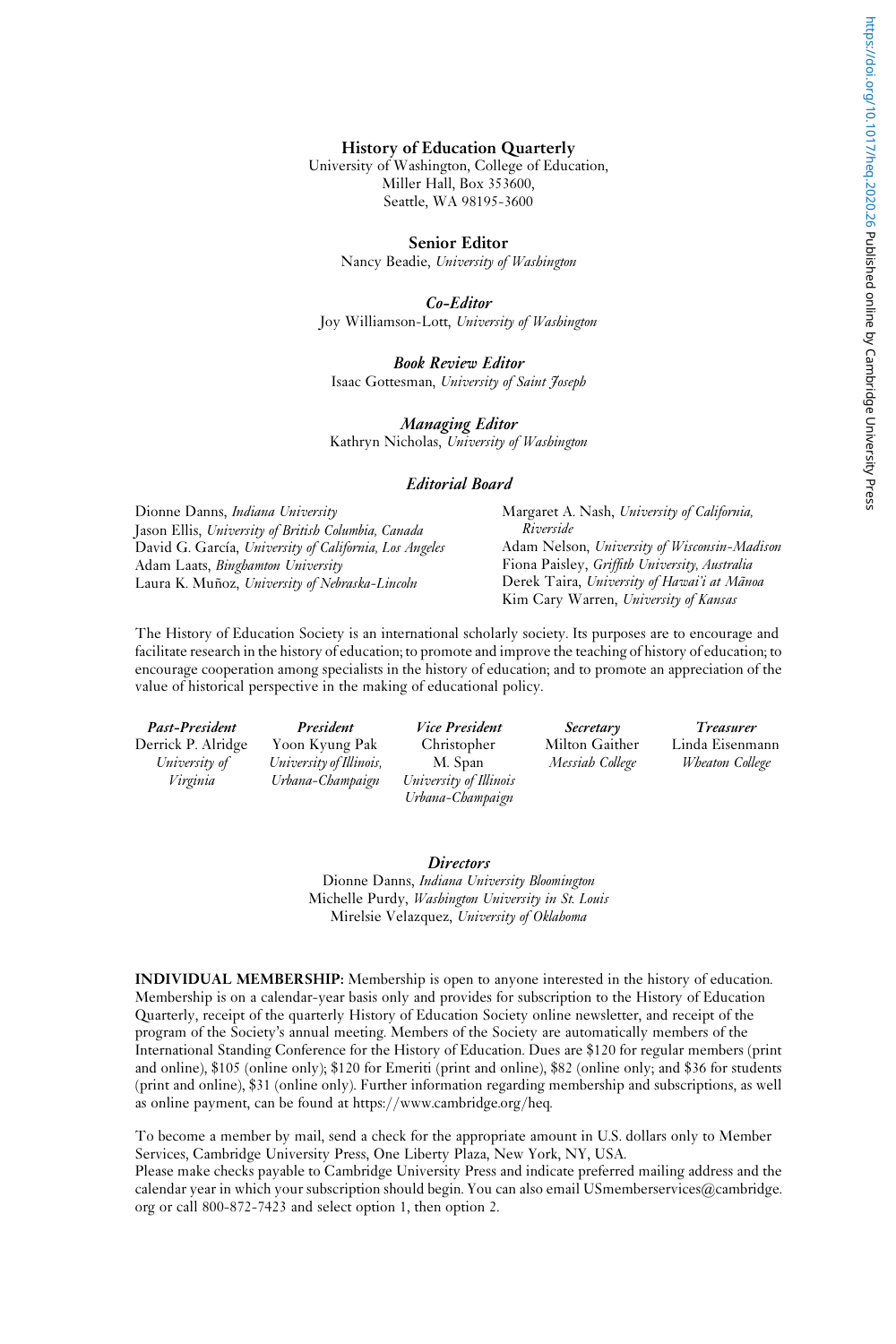**History of Education Quarterly**
University of Washington, College of Education,
Miller Hall, Box 353600,
Seattle, WA 98195-3600

**Senior Editor**
Nancy Beadie, *University of Washington*

***Co-Editor***
Joy Williamson-Lott, *University of Washington*

***Book Review Editor***
Isaac Gottesman, *University of Saint Joseph*

***Managing Editor***
Kathryn Nicholas, *University of Washington*

***Editorial Board***

Dionne Danns, *Indiana University*
Jason Ellis, *University of British Columbia, Canada*
David G. García, *University of California, Los Angeles*
Adam Laats, *Binghamton University*
Laura K. Muñoz, *University of Nebraska-Lincoln*
Margaret A. Nash, *University of California, Riverside*
Adam Nelson, *University of Wisconsin-Madison*
Fiona Paisley, *Griffith University, Australia*
Derek Taira, *University of Hawai'i at Mānoa*
Kim Cary Warren, *University of Kansas*

The History of Education Society is an international scholarly society. Its purposes are to encourage and facilitate research in the history of education; to promote and improve the teaching of history of education; to encourage cooperation among specialists in the history of education; and to promote an appreciation of the value of historical perspective in the making of educational policy.

| *Past-President* | *President* | *Vice President* | *Secretary* | *Treasurer* |
|---|---|---|---|---|
| Derrick P. Alridge *University of Virginia* | Yoon Kyung Pak *University of Illinois, Urbana-Champaign* | Christopher M. Span *University of Illinois Urbana-Champaign* | Milton Gaither *Messiah College* | Linda Eisenmann *Wheaton College* |

***Directors***
Dionne Danns, *Indiana University Bloomington*
Michelle Purdy, *Washington University in St. Louis*
Mirelsie Velazquez, *University of Oklahoma*

**INDIVIDUAL MEMBERSHIP:** Membership is open to anyone interested in the history of education. Membership is on a calendar-year basis only and provides for subscription to the History of Education Quarterly, receipt of the quarterly History of Education Society online newsletter, and receipt of the program of the Society's annual meeting. Members of the Society are automatically members of the International Standing Conference for the History of Education. Dues are $120 for regular members (print and online), $105 (online only); $120 for Emeriti (print and online), $82 (online only; and $36 for students (print and online), $31 (online only). Further information regarding membership and subscriptions, as well as online payment, can be found at https://www.cambridge.org/heq.

To become a member by mail, send a check for the appropriate amount in U.S. dollars only to Member Services, Cambridge University Press, One Liberty Plaza, New York, NY, USA.
Please make checks payable to Cambridge University Press and indicate preferred mailing address and the calendar year in which your subscription should begin. You can also email USmemberservices@cambridge.org or call 800-872-7423 and select option 1, then option 2.